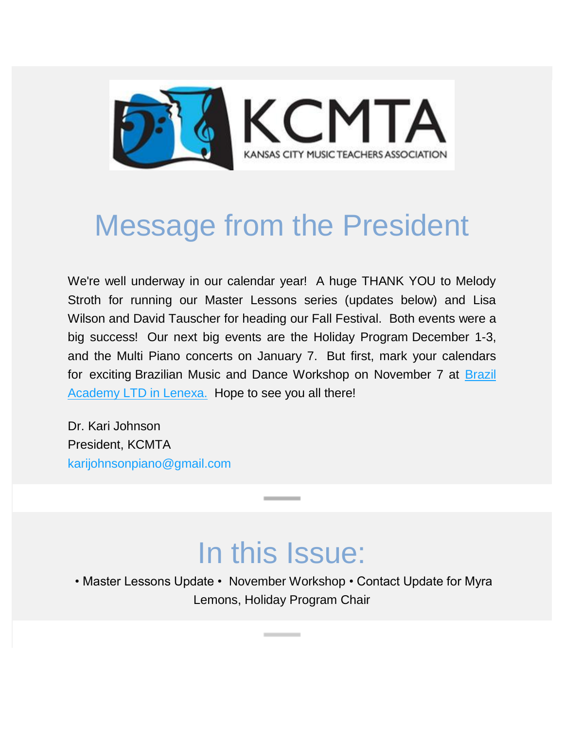KCMTA

KANSAS CITY MUSIC TEACHERS ASSOCIATION

# Message from the President

We're well underway in our calendar year!  A huge THANK YOU to Melody Stroth for running our Master Lessons series (updates below) and Lisa Wilson and David Tauscher for heading our Fall Festival.  Both events were a big success!  Our next big events are the Holiday Program December 1-3, and the Multi Piano concerts on January 7.  But first, mark your calendars for exciting Brazilian Music and Dance Workshop on November 7 at [Brazil Academy LTD in Lenexa.](#)  Hope to see you all there!

Dr. Kari Johnson  
President, KCMTA  
karijohnsonpiano@gmail.com

# In this Issue:

• Master Lessons Update • November Workshop • Contact Update for Myra Lemons, Holiday Program Chair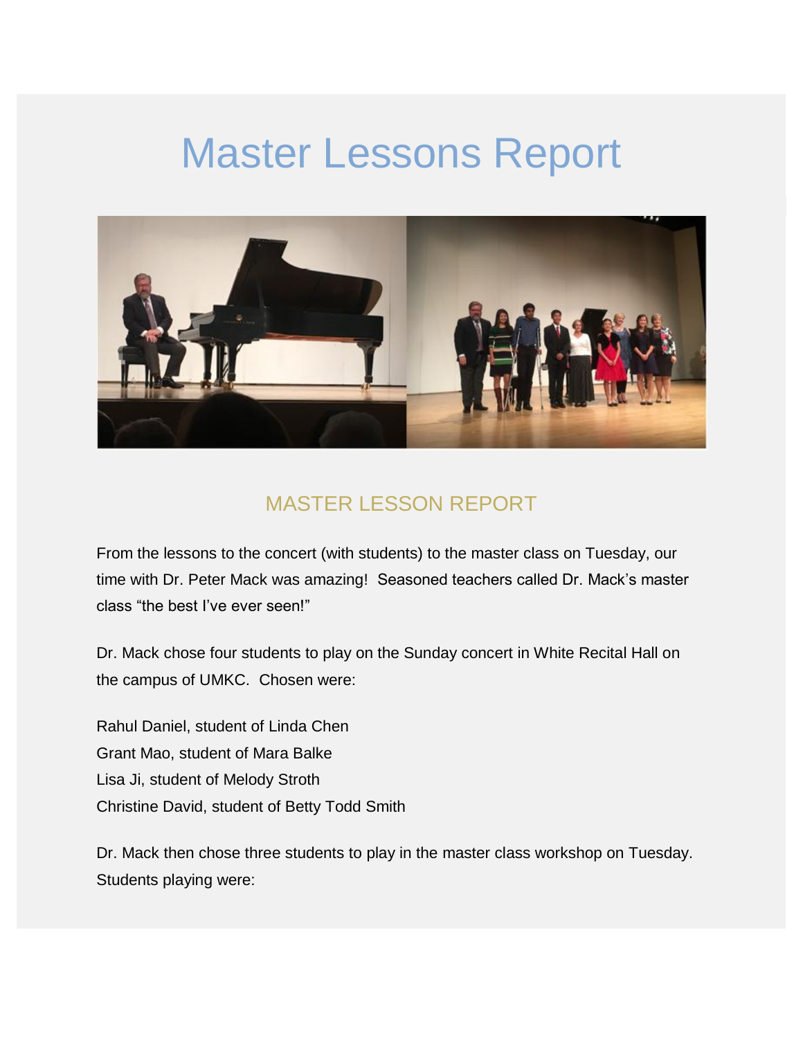# Master Lessons Report

## MASTER LESSON REPORT

From the lessons to the concert (with students) to the master class on Tuesday, our time with Dr. Peter Mack was amazing! Seasoned teachers called Dr. Mack's master class "the best I've ever seen!"

Dr. Mack chose four students to play on the Sunday concert in White Recital Hall on the campus of UMKC. Chosen were:

Rahul Daniel, student of Linda Chen
Grant Mao, student of Mara Balke
Lisa Ji, student of Melody Stroth
Christine David, student of Betty Todd Smith

Dr. Mack then chose three students to play in the master class workshop on Tuesday. Students playing were: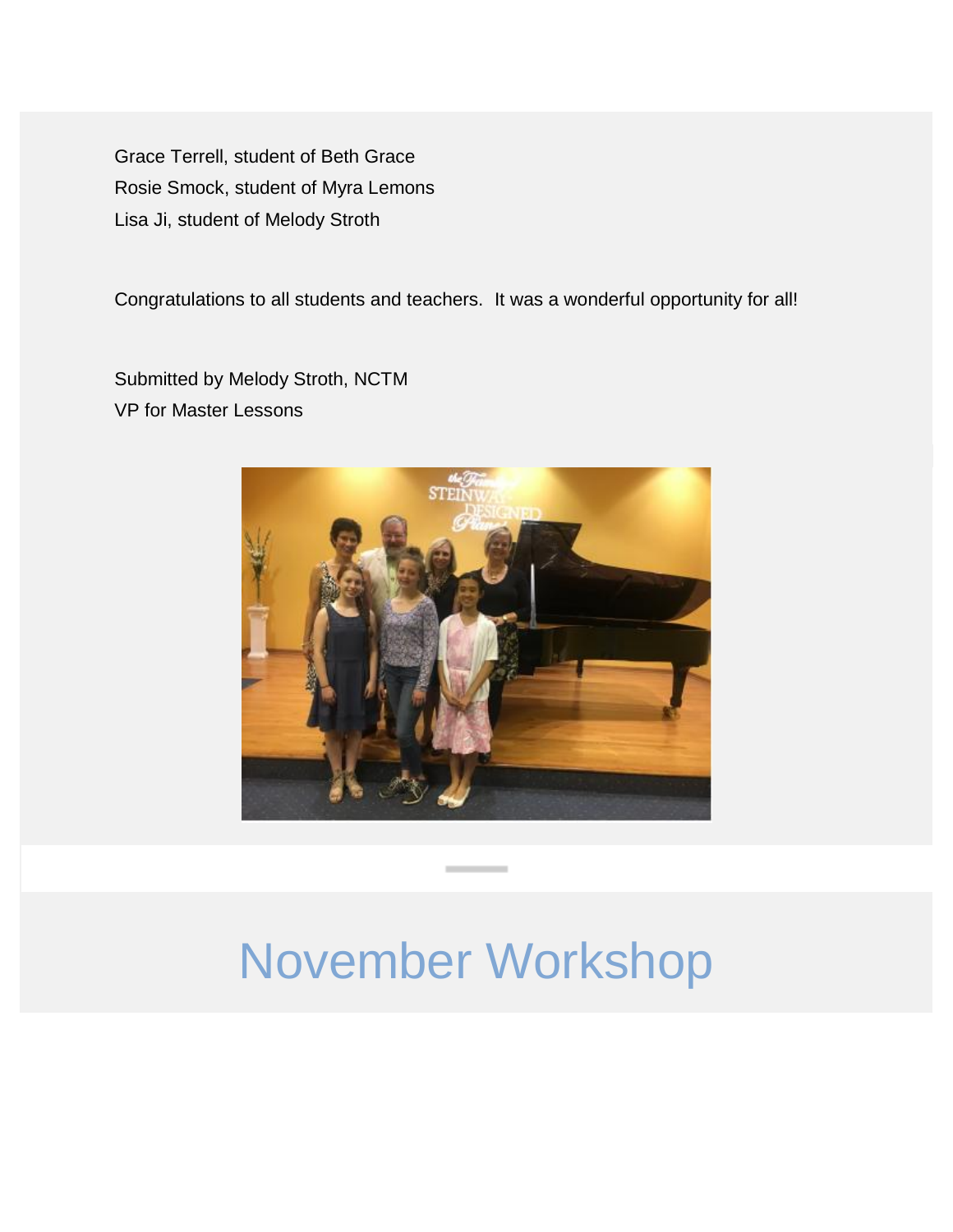Grace Terrell, student of Beth Grace
Rosie Smock, student of Myra Lemons
Lisa Ji, student of Melody Stroth

Congratulations to all students and teachers. It was a wonderful opportunity for all!

Submitted by Melody Stroth, NCTM
VP for Master Lessons

# November Workshop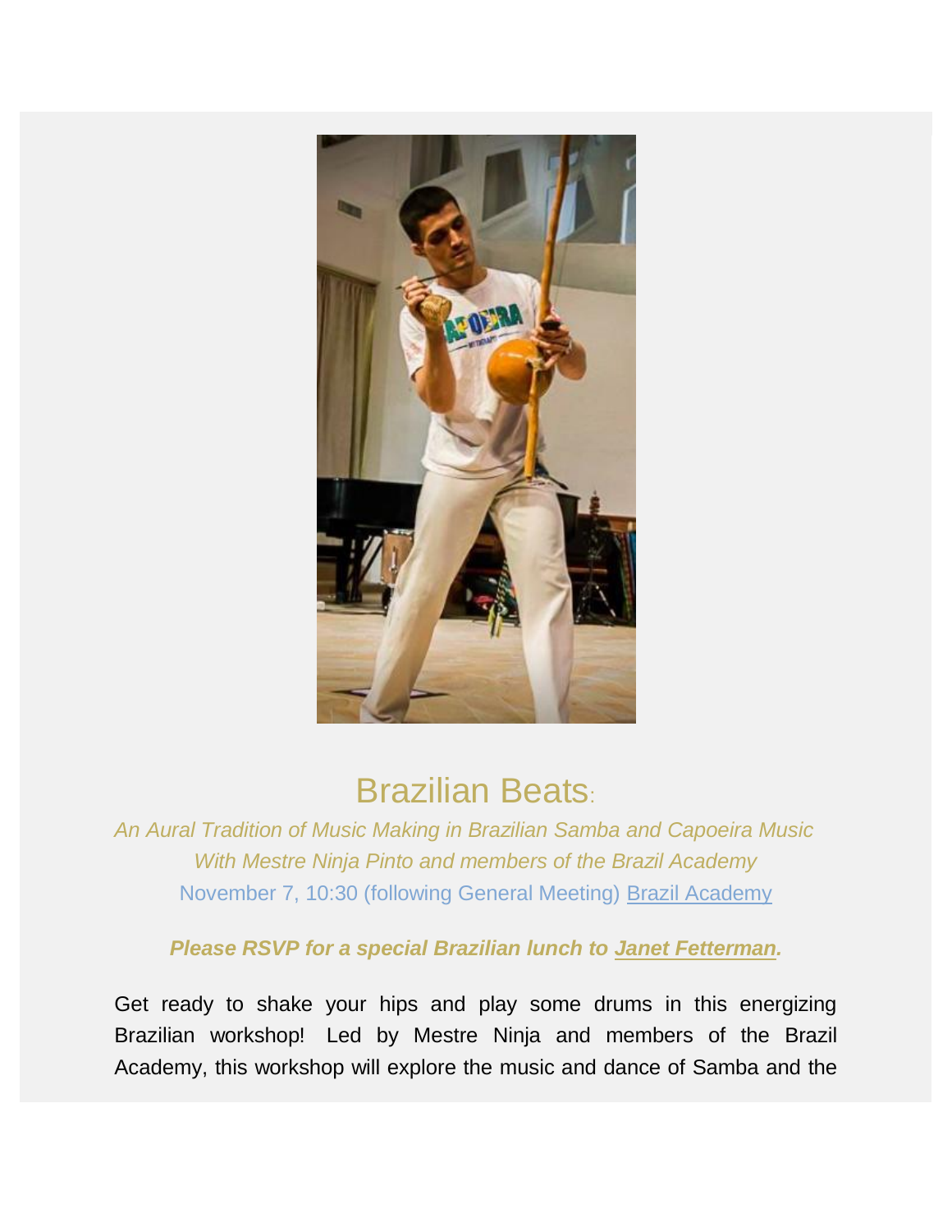# Brazilian Beats:

*An Aural Tradition of Music Making in Brazilian Samba and Capoeira Music*
*With Mestre Ninja Pinto and members of the Brazil Academy*
November 7, 10:30 (following General Meeting) Brazil Academy

***Please RSVP for a special Brazilian lunch to Janet Fetterman.***

Get ready to shake your hips and play some drums in this energizing Brazilian workshop! Led by Mestre Ninja and members of the Brazil Academy, this workshop will explore the music and dance of Samba and the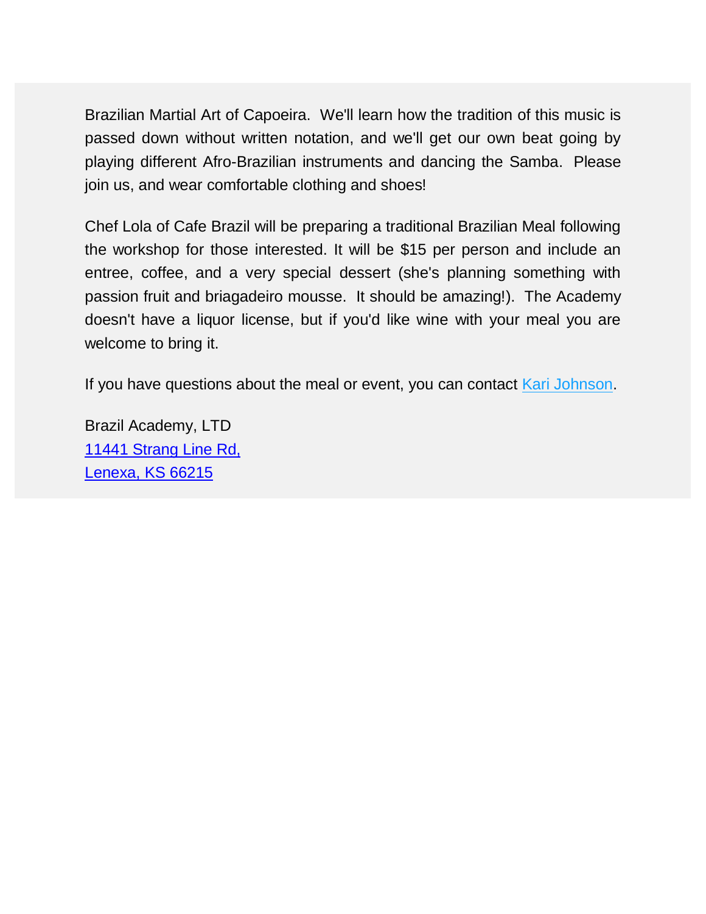Brazilian Martial Art of Capoeira.  We'll learn how the tradition of this music is passed down without written notation, and we'll get our own beat going by playing different Afro-Brazilian instruments and dancing the Samba.  Please join us, and wear comfortable clothing and shoes!

Chef Lola of Cafe Brazil will be preparing a traditional Brazilian Meal following the workshop for those interested. It will be $15 per person and include an entree, coffee, and a very special dessert (she's planning something with passion fruit and briagadeiro mousse.  It should be amazing!).  The Academy doesn't have a liquor license, but if you'd like wine with your meal you are welcome to bring it.

If you have questions about the meal or event, you can contact Kari Johnson.

Brazil Academy, LTD
11441 Strang Line Rd,
Lenexa, KS 66215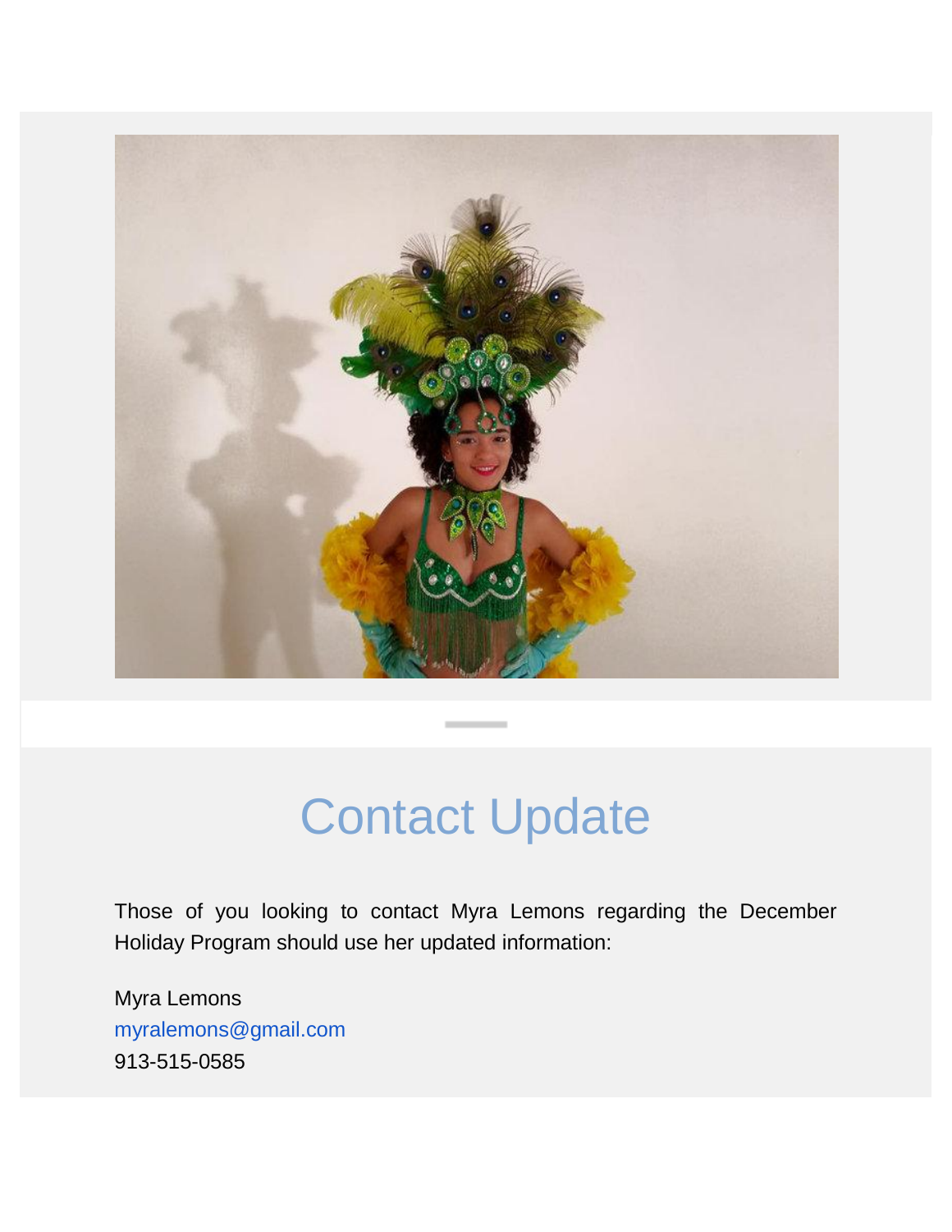# Contact Update

Those of you looking to contact Myra Lemons regarding the December Holiday Program should use her updated information:

Myra Lemons
myralemons@gmail.com
913-515-0585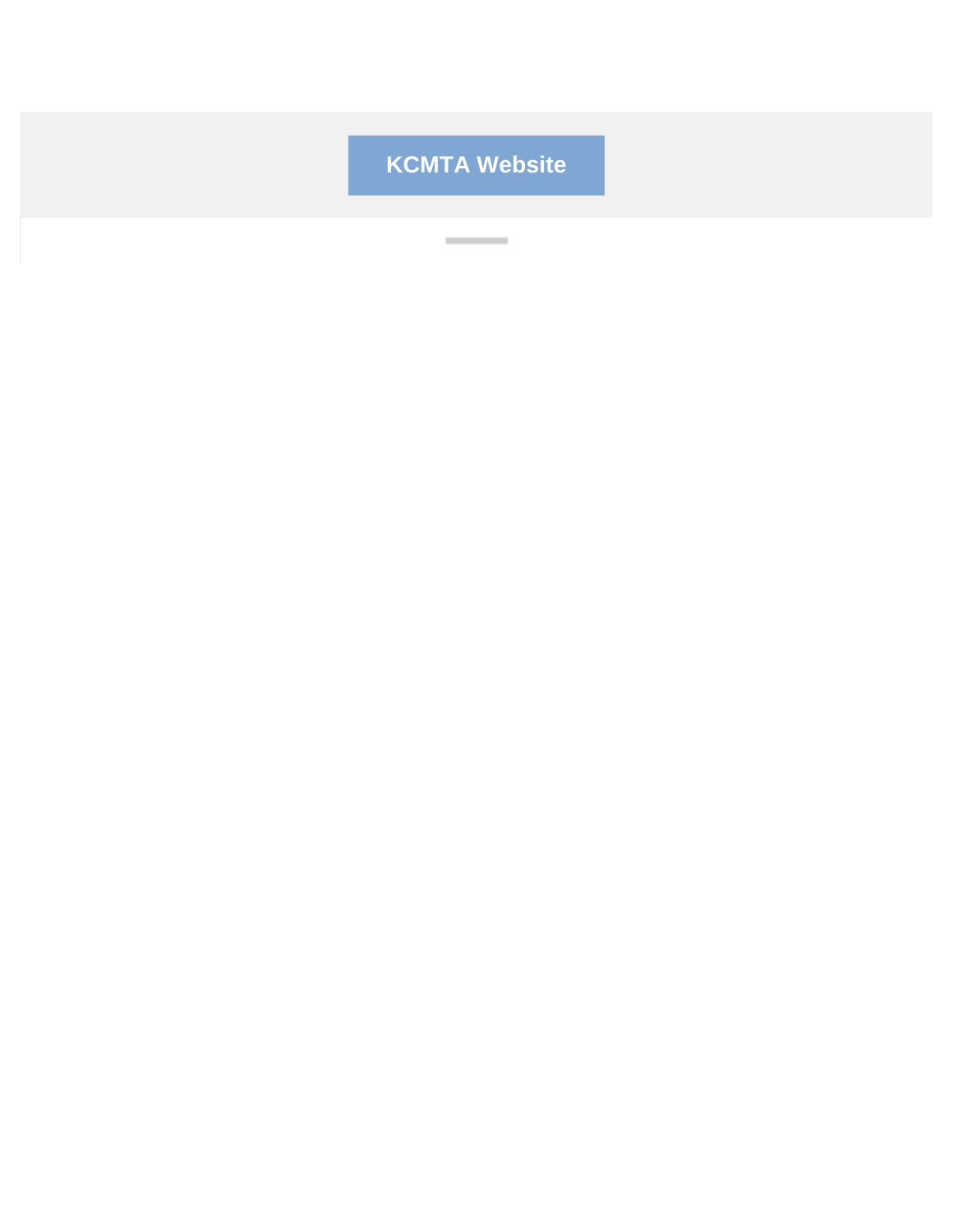KCMTA Website